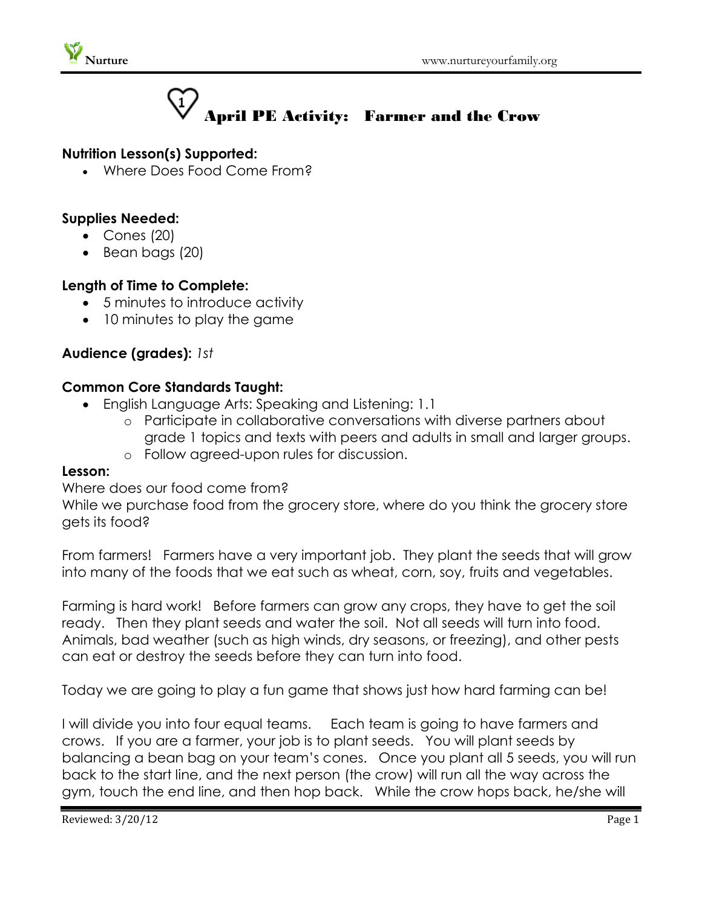# April PE Activity: Farmer and the Crow

**Nutrition Lesson(s) Supported:**

- Where Does Food Come From?

**Supplies Needed:**

- Cones (20)
- Bean bags (20)

**Length of Time to Complete:**

- 5 minutes to introduce activity
- 10 minutes to play the game

**Audience (grades):** *1st*

**Common Core Standards Taught:**

- English Language Arts: Speaking and Listening: 1.1
  - Participate in collaborative conversations with diverse partners about grade 1 topics and texts with peers and adults in small and larger groups.
  - Follow agreed-upon rules for discussion.

**Lesson:**

Where does our food come from?
While we purchase food from the grocery store, where do you think the grocery store gets its food?

From farmers! Farmers have a very important job. They plant the seeds that will grow into many of the foods that we eat such as wheat, corn, soy, fruits and vegetables.

Farming is hard work! Before farmers can grow any crops, they have to get the soil ready. Then they plant seeds and water the soil. Not all seeds will turn into food. Animals, bad weather (such as high winds, dry seasons, or freezing), and other pests can eat or destroy the seeds before they can turn into food.

Today we are going to play a fun game that shows just how hard farming can be!

I will divide you into four equal teams. Each team is going to have farmers and crows. If you are a farmer, your job is to plant seeds. You will plant seeds by balancing a bean bag on your team's cones. Once you plant all 5 seeds, you will run back to the start line, and the next person (the crow) will run all the way across the gym, touch the end line, and then hop back. While the crow hops back, he/she will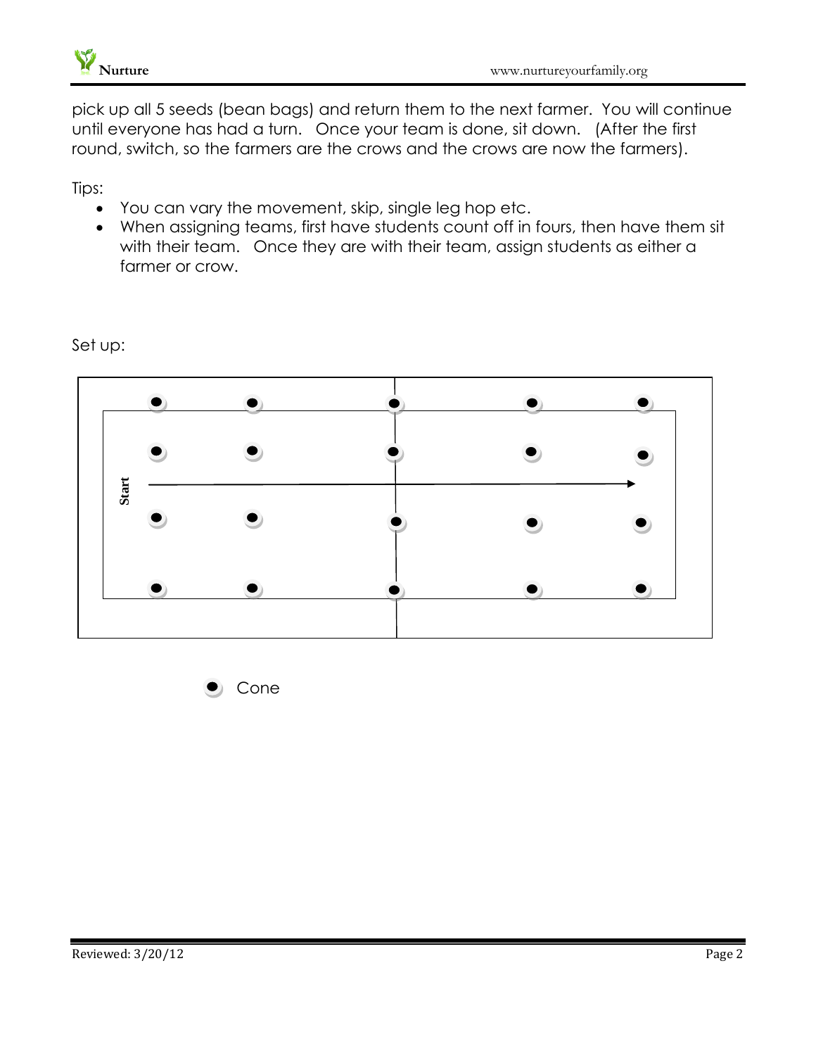pick up all 5 seeds (bean bags) and return them to the next farmer. You will continue until everyone has had a turn. Once your team is done, sit down. (After the first round, switch, so the farmers are the crows and the crows are now the farmers).

Tips:

- You can vary the movement, skip, single leg hop etc.
- When assigning teams, first have students count off in fours, then have them sit with their team. Once they are with their team, assign students as either a farmer or crow.

Set up:

Start

Cone